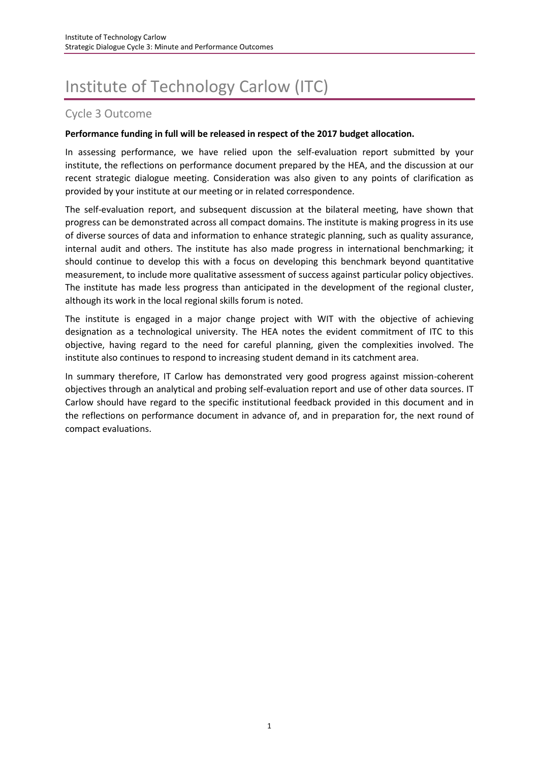# Institute of Technology Carlow (ITC)

## Cycle 3 Outcome

**Performance funding in full will be released in respect of the 2017 budget allocation.**

In assessing performance, we have relied upon the self-evaluation report submitted by your institute, the reflections on performance document prepared by the HEA, and the discussion at our recent strategic dialogue meeting. Consideration was also given to any points of clarification as provided by your institute at our meeting or in related correspondence.

The self-evaluation report, and subsequent discussion at the bilateral meeting, have shown that progress can be demonstrated across all compact domains. The institute is making progress in its use of diverse sources of data and information to enhance strategic planning, such as quality assurance, internal audit and others. The institute has also made progress in international benchmarking; it should continue to develop this with a focus on developing this benchmark beyond quantitative measurement, to include more qualitative assessment of success against particular policy objectives. The institute has made less progress than anticipated in the development of the regional cluster, although its work in the local regional skills forum is noted.

The institute is engaged in a major change project with WIT with the objective of achieving designation as a technological university. The HEA notes the evident commitment of ITC to this objective, having regard to the need for careful planning, given the complexities involved. The institute also continues to respond to increasing student demand in its catchment area.

In summary therefore, IT Carlow has demonstrated very good progress against mission-coherent objectives through an analytical and probing self-evaluation report and use of other data sources. IT Carlow should have regard to the specific institutional feedback provided in this document and in the reflections on performance document in advance of, and in preparation for, the next round of compact evaluations.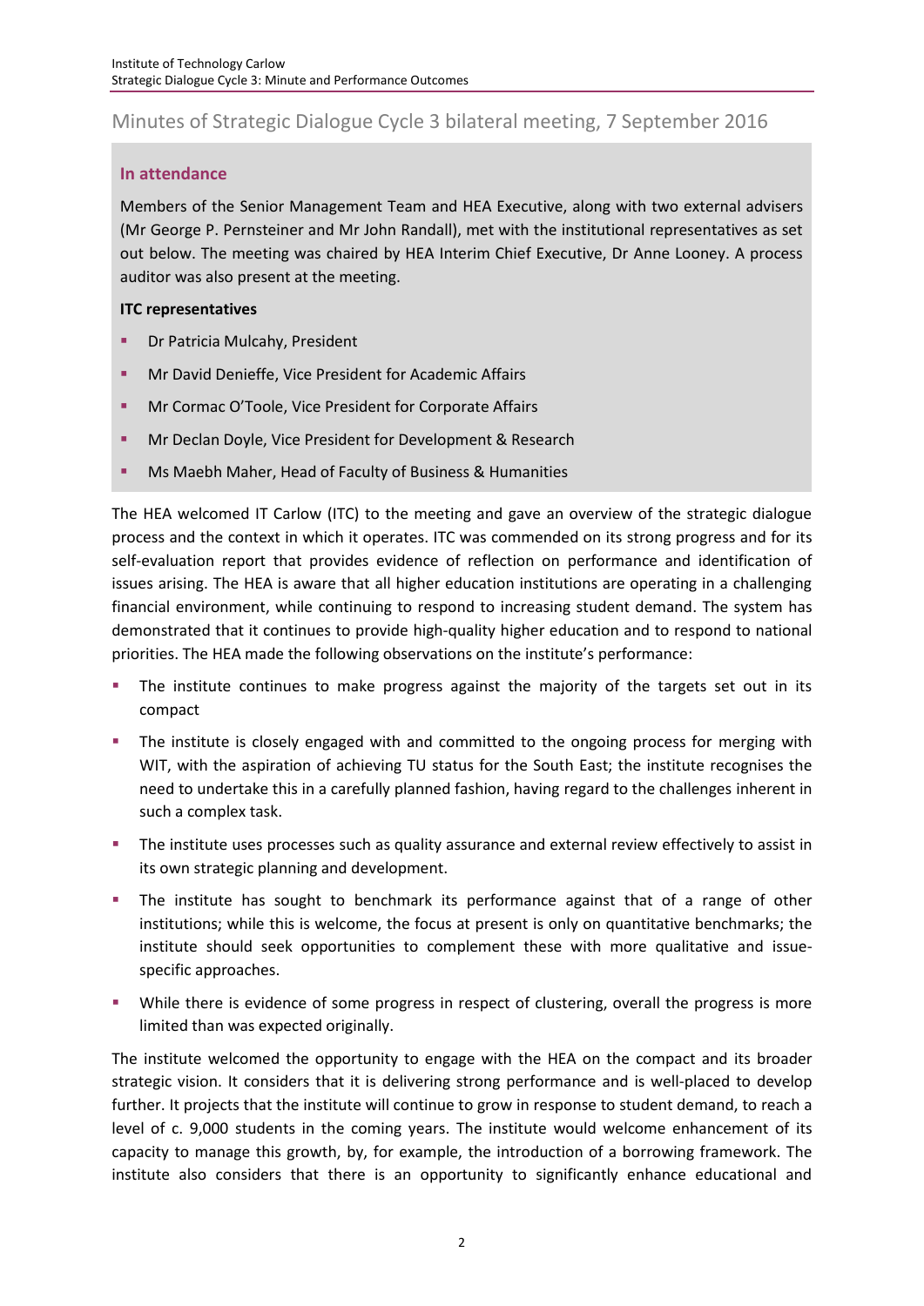## Minutes of Strategic Dialogue Cycle 3 bilateral meeting, 7 September 2016

### In attendance

Members of the Senior Management Team and HEA Executive, along with two external advisers (Mr George P. Pernsteiner and Mr John Randall), met with the institutional representatives as set out below. The meeting was chaired by HEA Interim Chief Executive, Dr Anne Looney. A process auditor was also present at the meeting.

**ITC representatives**

- Dr Patricia Mulcahy, President
- Mr David Denieffe, Vice President for Academic Affairs
- Mr Cormac O'Toole, Vice President for Corporate Affairs
- Mr Declan Doyle, Vice President for Development & Research
- Ms Maebh Maher, Head of Faculty of Business & Humanities

The HEA welcomed IT Carlow (ITC) to the meeting and gave an overview of the strategic dialogue process and the context in which it operates. ITC was commended on its strong progress and for its self-evaluation report that provides evidence of reflection on performance and identification of issues arising. The HEA is aware that all higher education institutions are operating in a challenging financial environment, while continuing to respond to increasing student demand. The system has demonstrated that it continues to provide high-quality higher education and to respond to national priorities. The HEA made the following observations on the institute's performance:

- The institute continues to make progress against the majority of the targets set out in its compact
- The institute is closely engaged with and committed to the ongoing process for merging with WIT, with the aspiration of achieving TU status for the South East; the institute recognises the need to undertake this in a carefully planned fashion, having regard to the challenges inherent in such a complex task.
- The institute uses processes such as quality assurance and external review effectively to assist in its own strategic planning and development.
- The institute has sought to benchmark its performance against that of a range of other institutions; while this is welcome, the focus at present is only on quantitative benchmarks; the institute should seek opportunities to complement these with more qualitative and issue-specific approaches.
- While there is evidence of some progress in respect of clustering, overall the progress is more limited than was expected originally.

The institute welcomed the opportunity to engage with the HEA on the compact and its broader strategic vision. It considers that it is delivering strong performance and is well-placed to develop further. It projects that the institute will continue to grow in response to student demand, to reach a level of c. 9,000 students in the coming years. The institute would welcome enhancement of its capacity to manage this growth, by, for example, the introduction of a borrowing framework. The institute also considers that there is an opportunity to significantly enhance educational and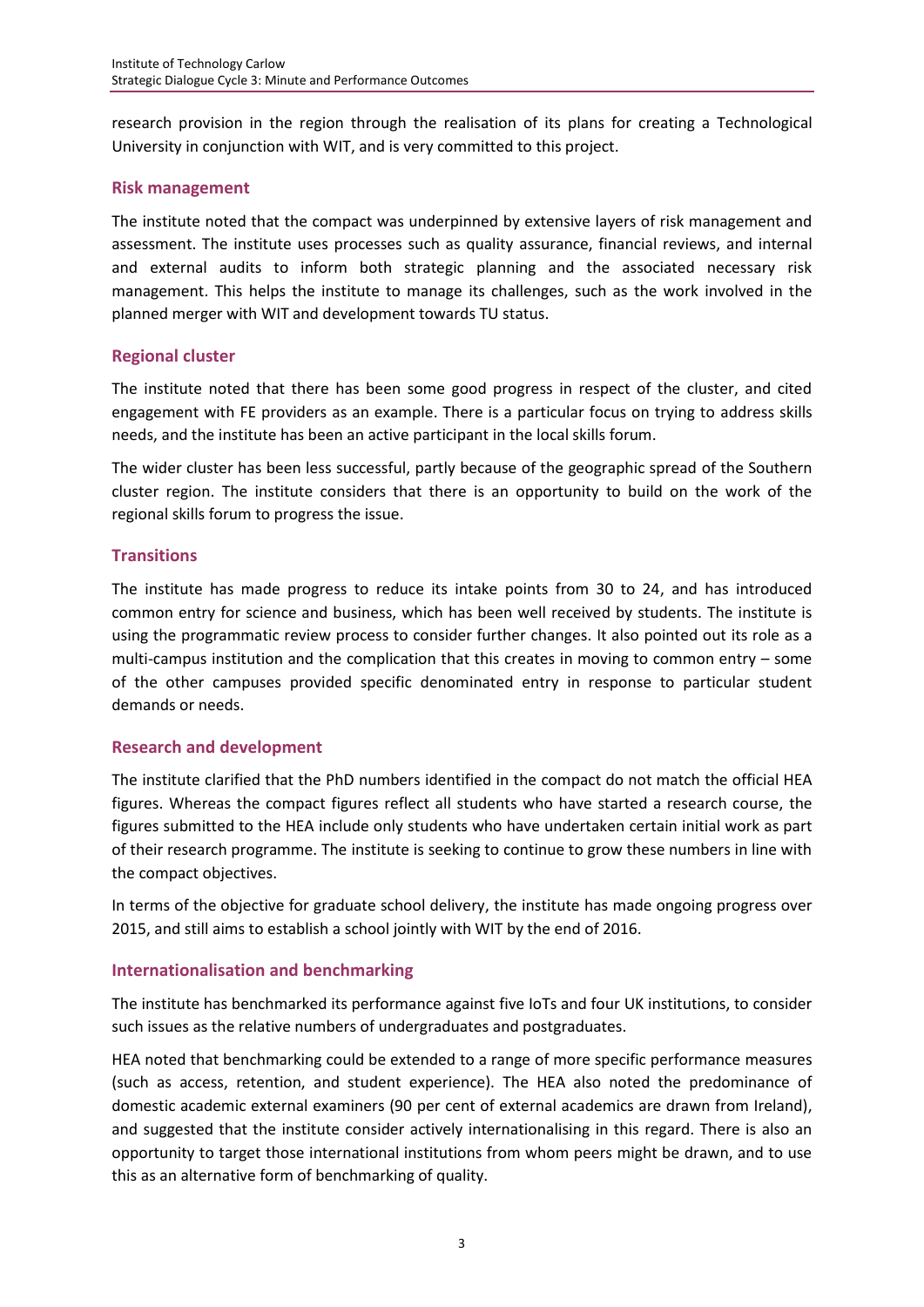research provision in the region through the realisation of its plans for creating a Technological University in conjunction with WIT, and is very committed to this project.

### Risk management

The institute noted that the compact was underpinned by extensive layers of risk management and assessment. The institute uses processes such as quality assurance, financial reviews, and internal and external audits to inform both strategic planning and the associated necessary risk management. This helps the institute to manage its challenges, such as the work involved in the planned merger with WIT and development towards TU status.

### Regional cluster

The institute noted that there has been some good progress in respect of the cluster, and cited engagement with FE providers as an example. There is a particular focus on trying to address skills needs, and the institute has been an active participant in the local skills forum.

The wider cluster has been less successful, partly because of the geographic spread of the Southern cluster region. The institute considers that there is an opportunity to build on the work of the regional skills forum to progress the issue.

### Transitions

The institute has made progress to reduce its intake points from 30 to 24, and has introduced common entry for science and business, which has been well received by students. The institute is using the programmatic review process to consider further changes. It also pointed out its role as a multi-campus institution and the complication that this creates in moving to common entry – some of the other campuses provided specific denominated entry in response to particular student demands or needs.

### Research and development

The institute clarified that the PhD numbers identified in the compact do not match the official HEA figures. Whereas the compact figures reflect all students who have started a research course, the figures submitted to the HEA include only students who have undertaken certain initial work as part of their research programme. The institute is seeking to continue to grow these numbers in line with the compact objectives.

In terms of the objective for graduate school delivery, the institute has made ongoing progress over 2015, and still aims to establish a school jointly with WIT by the end of 2016.

### Internationalisation and benchmarking

The institute has benchmarked its performance against five IoTs and four UK institutions, to consider such issues as the relative numbers of undergraduates and postgraduates.

HEA noted that benchmarking could be extended to a range of more specific performance measures (such as access, retention, and student experience). The HEA also noted the predominance of domestic academic external examiners (90 per cent of external academics are drawn from Ireland), and suggested that the institute consider actively internationalising in this regard. There is also an opportunity to target those international institutions from whom peers might be drawn, and to use this as an alternative form of benchmarking of quality.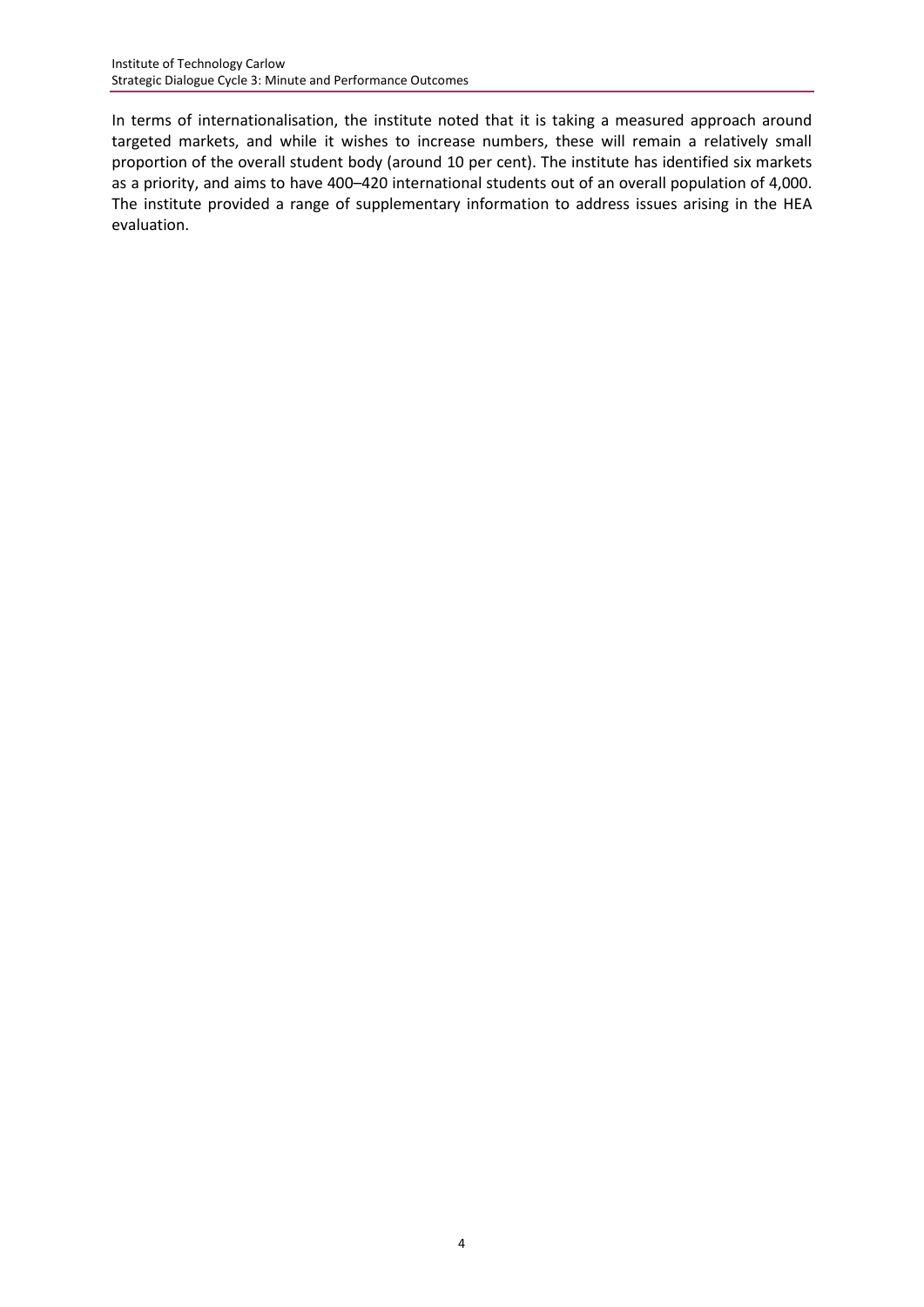In terms of internationalisation, the institute noted that it is taking a measured approach around targeted markets, and while it wishes to increase numbers, these will remain a relatively small proportion of the overall student body (around 10 per cent). The institute has identified six markets as a priority, and aims to have 400–420 international students out of an overall population of 4,000. The institute provided a range of supplementary information to address issues arising in the HEA evaluation.